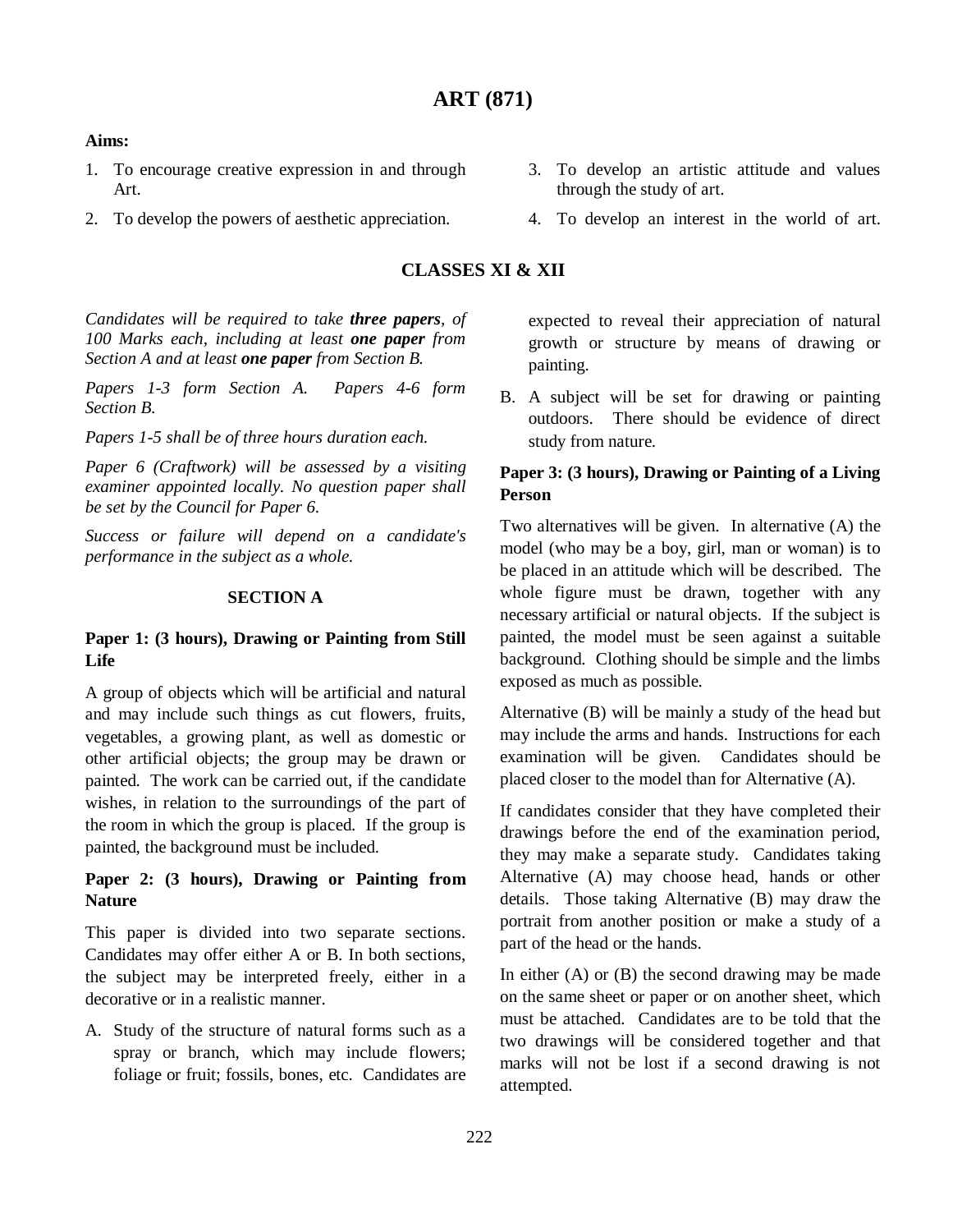# ART (871)

**Aims:**

1. To encourage creative expression in and through Art.
2. To develop the powers of aesthetic appreciation.
3. To develop an artistic attitude and values through the study of art.
4. To develop an interest in the world of art.

## CLASSES XI & XII

*Candidates will be required to take* ***three papers****, of 100 Marks each, including at least* ***one paper*** *from Section A and at least* ***one paper*** *from Section B.*

*Papers 1-3 form Section A. Papers 4-6 form Section B.*

*Papers 1-5 shall be of three hours duration each.*

*Paper 6 (Craftwork) will be assessed by a visiting examiner appointed locally. No question paper shall be set by the Council for Paper 6.*

*Success or failure will depend on a candidate's performance in the subject as a whole.*

### SECTION A

**Paper 1: (3 hours), Drawing or Painting from Still Life**

A group of objects which will be artificial and natural and may include such things as cut flowers, fruits, vegetables, a growing plant, as well as domestic or other artificial objects; the group may be drawn or painted. The work can be carried out, if the candidate wishes, in relation to the surroundings of the part of the room in which the group is placed. If the group is painted, the background must be included.

**Paper 2: (3 hours), Drawing or Painting from Nature**

This paper is divided into two separate sections. Candidates may offer either A or B. In both sections, the subject may be interpreted freely, either in a decorative or in a realistic manner.

A. Study of the structure of natural forms such as a spray or branch, which may include flowers; foliage or fruit; fossils, bones, etc. Candidates are expected to reveal their appreciation of natural growth or structure by means of drawing or painting.

B. A subject will be set for drawing or painting outdoors. There should be evidence of direct study from nature.

**Paper 3: (3 hours), Drawing or Painting of a Living Person**

Two alternatives will be given. In alternative (A) the model (who may be a boy, girl, man or woman) is to be placed in an attitude which will be described. The whole figure must be drawn, together with any necessary artificial or natural objects. If the subject is painted, the model must be seen against a suitable background. Clothing should be simple and the limbs exposed as much as possible.

Alternative (B) will be mainly a study of the head but may include the arms and hands. Instructions for each examination will be given. Candidates should be placed closer to the model than for Alternative (A).

If candidates consider that they have completed their drawings before the end of the examination period, they may make a separate study. Candidates taking Alternative (A) may choose head, hands or other details. Those taking Alternative (B) may draw the portrait from another position or make a study of a part of the head or the hands.

In either (A) or (B) the second drawing may be made on the same sheet or paper or on another sheet, which must be attached. Candidates are to be told that the two drawings will be considered together and that marks will not be lost if a second drawing is not attempted.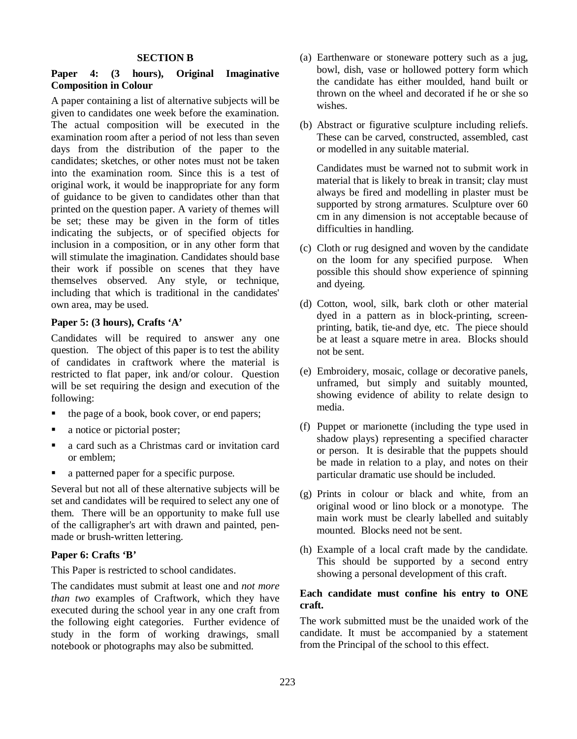## SECTION B

### Paper 4: (3 hours), Original Imaginative Composition in Colour

A paper containing a list of alternative subjects will be given to candidates one week before the examination. The actual composition will be executed in the examination room after a period of not less than seven days from the distribution of the paper to the candidates; sketches, or other notes must not be taken into the examination room. Since this is a test of original work, it would be inappropriate for any form of guidance to be given to candidates other than that printed on the question paper. A variety of themes will be set; these may be given in the form of titles indicating the subjects, or of specified objects for inclusion in a composition, or in any other form that will stimulate the imagination. Candidates should base their work if possible on scenes that they have themselves observed. Any style, or technique, including that which is traditional in the candidates' own area, may be used.

### Paper 5: (3 hours), Crafts 'A'

Candidates will be required to answer any one question. The object of this paper is to test the ability of candidates in craftwork where the material is restricted to flat paper, ink and/or colour. Question will be set requiring the design and execution of the following:

- the page of a book, book cover, or end papers;
- a notice or pictorial poster;
- a card such as a Christmas card or invitation card or emblem;
- a patterned paper for a specific purpose.

Several but not all of these alternative subjects will be set and candidates will be required to select any one of them. There will be an opportunity to make full use of the calligrapher's art with drawn and painted, pen-made or brush-written lettering.

### Paper 6: Crafts 'B'

This Paper is restricted to school candidates.

The candidates must submit at least one and *not more than two* examples of Craftwork, which they have executed during the school year in any one craft from the following eight categories. Further evidence of study in the form of working drawings, small notebook or photographs may also be submitted.

(a) Earthenware or stoneware pottery such as a jug, bowl, dish, vase or hollowed pottery form which the candidate has either moulded, hand built or thrown on the wheel and decorated if he or she so wishes.

(b) Abstract or figurative sculpture including reliefs. These can be carved, constructed, assembled, cast or modelled in any suitable material.

Candidates must be warned not to submit work in material that is likely to break in transit; clay must always be fired and modelling in plaster must be supported by strong armatures. Sculpture over 60 cm in any dimension is not acceptable because of difficulties in handling.

(c) Cloth or rug designed and woven by the candidate on the loom for any specified purpose. When possible this should show experience of spinning and dyeing.

(d) Cotton, wool, silk, bark cloth or other material dyed in a pattern as in block-printing, screen-printing, batik, tie-and dye, etc. The piece should be at least a square metre in area. Blocks should not be sent.

(e) Embroidery, mosaic, collage or decorative panels, unframed, but simply and suitably mounted, showing evidence of ability to relate design to media.

(f) Puppet or marionette (including the type used in shadow plays) representing a specified character or person. It is desirable that the puppets should be made in relation to a play, and notes on their particular dramatic use should be included.

(g) Prints in colour or black and white, from an original wood or lino block or a monotype. The main work must be clearly labelled and suitably mounted. Blocks need not be sent.

(h) Example of a local craft made by the candidate. This should be supported by a second entry showing a personal development of this craft.

**Each candidate must confine his entry to ONE craft.**

The work submitted must be the unaided work of the candidate. It must be accompanied by a statement from the Principal of the school to this effect.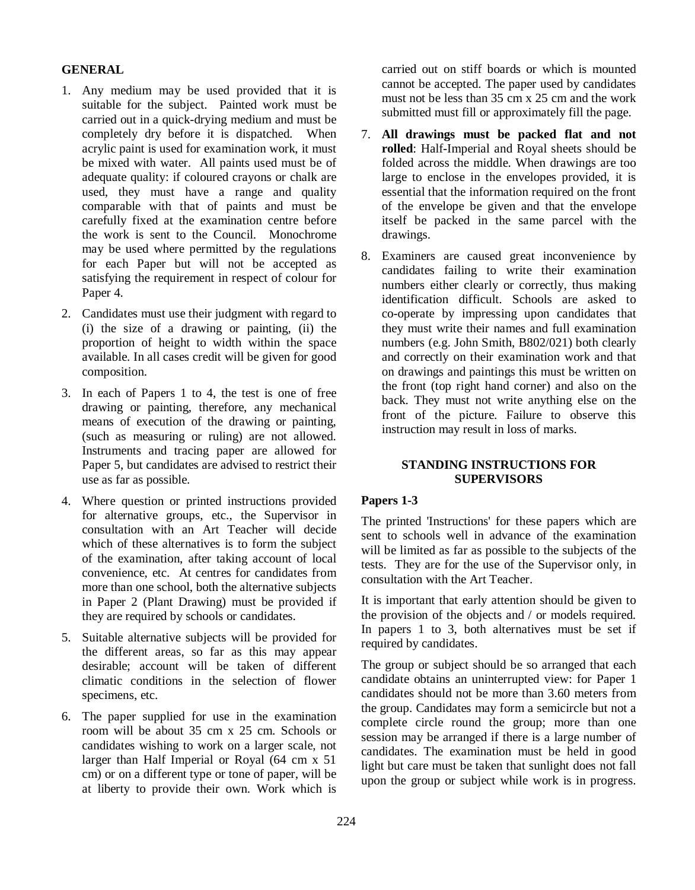## GENERAL

1. Any medium may be used provided that it is suitable for the subject. Painted work must be carried out in a quick-drying medium and must be completely dry before it is dispatched. When acrylic paint is used for examination work, it must be mixed with water. All paints used must be of adequate quality: if coloured crayons or chalk are used, they must have a range and quality comparable with that of paints and must be carefully fixed at the examination centre before the work is sent to the Council. Monochrome may be used where permitted by the regulations for each Paper but will not be accepted as satisfying the requirement in respect of colour for Paper 4.

2. Candidates must use their judgment with regard to (i) the size of a drawing or painting, (ii) the proportion of height to width within the space available. In all cases credit will be given for good composition.

3. In each of Papers 1 to 4, the test is one of free drawing or painting, therefore, any mechanical means of execution of the drawing or painting, (such as measuring or ruling) are not allowed. Instruments and tracing paper are allowed for Paper 5, but candidates are advised to restrict their use as far as possible.

4. Where question or printed instructions provided for alternative groups, etc., the Supervisor in consultation with an Art Teacher will decide which of these alternatives is to form the subject of the examination, after taking account of local convenience, etc. At centres for candidates from more than one school, both the alternative subjects in Paper 2 (Plant Drawing) must be provided if they are required by schools or candidates.

5. Suitable alternative subjects will be provided for the different areas, so far as this may appear desirable; account will be taken of different climatic conditions in the selection of flower specimens, etc.

6. The paper supplied for use in the examination room will be about 35 cm x 25 cm. Schools or candidates wishing to work on a larger scale, not larger than Half Imperial or Royal (64 cm x 51 cm) or on a different type or tone of paper, will be at liberty to provide their own. Work which is carried out on stiff boards or which is mounted cannot be accepted. The paper used by candidates must not be less than 35 cm x 25 cm and the work submitted must fill or approximately fill the page.

7. **All drawings must be packed flat and not rolled**: Half-Imperial and Royal sheets should be folded across the middle. When drawings are too large to enclose in the envelopes provided, it is essential that the information required on the front of the envelope be given and that the envelope itself be packed in the same parcel with the drawings.

8. Examiners are caused great inconvenience by candidates failing to write their examination numbers either clearly or correctly, thus making identification difficult. Schools are asked to co-operate by impressing upon candidates that they must write their names and full examination numbers (e.g. John Smith, B802/021) both clearly and correctly on their examination work and that on drawings and paintings this must be written on the front (top right hand corner) and also on the back. They must not write anything else on the front of the picture. Failure to observe this instruction may result in loss of marks.

## STANDING INSTRUCTIONS FOR SUPERVISORS

### Papers 1-3

The printed 'Instructions' for these papers which are sent to schools well in advance of the examination will be limited as far as possible to the subjects of the tests. They are for the use of the Supervisor only, in consultation with the Art Teacher.

It is important that early attention should be given to the provision of the objects and / or models required. In papers 1 to 3, both alternatives must be set if required by candidates.

The group or subject should be so arranged that each candidate obtains an uninterrupted view: for Paper 1 candidates should not be more than 3.60 meters from the group. Candidates may form a semicircle but not a complete circle round the group; more than one session may be arranged if there is a large number of candidates. The examination must be held in good light but care must be taken that sunlight does not fall upon the group or subject while work is in progress.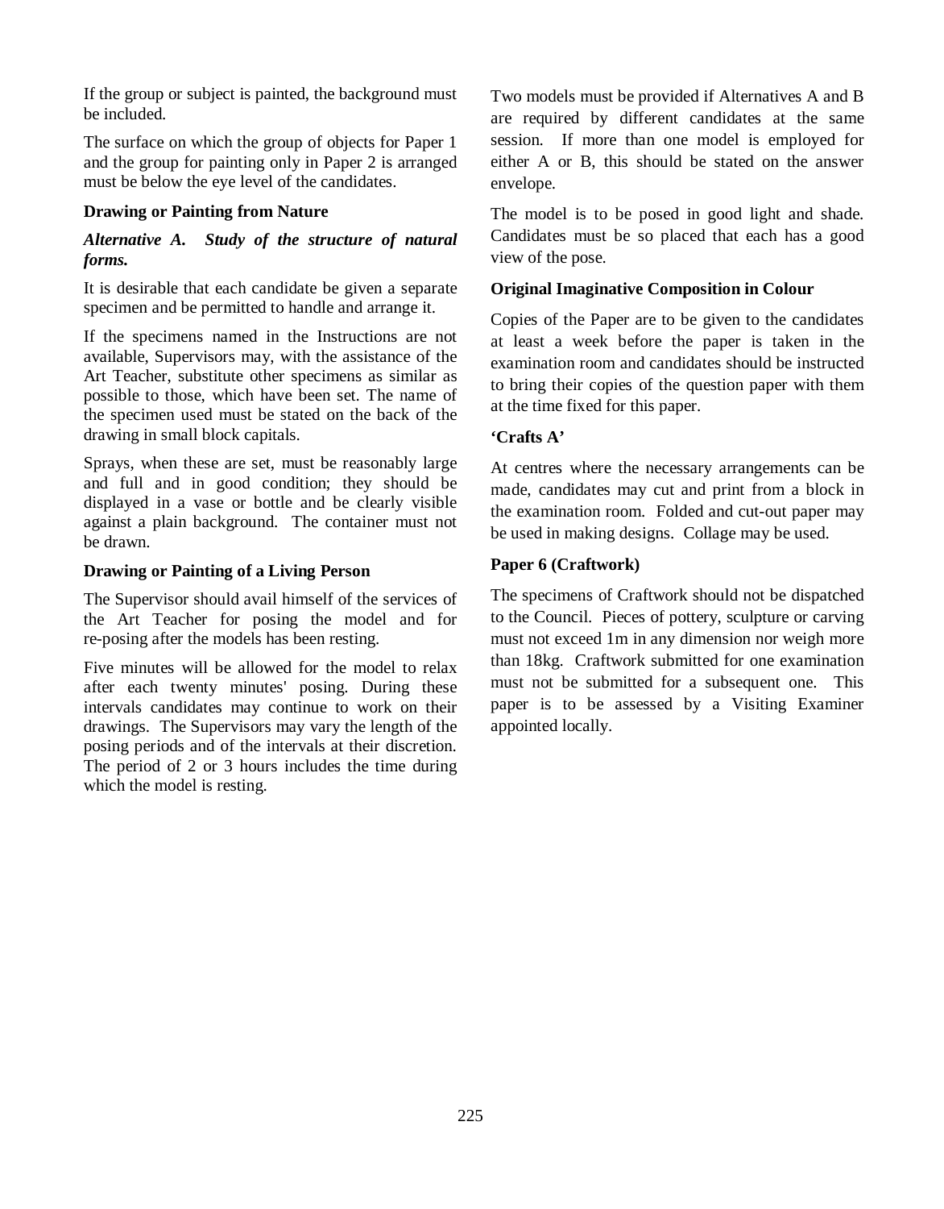If the group or subject is painted, the background must be included.

The surface on which the group of objects for Paper 1 and the group for painting only in Paper 2 is arranged must be below the eye level of the candidates.

**Drawing or Painting from Nature**

***Alternative A. Study of the structure of natural forms.***

It is desirable that each candidate be given a separate specimen and be permitted to handle and arrange it.

If the specimens named in the Instructions are not available, Supervisors may, with the assistance of the Art Teacher, substitute other specimens as similar as possible to those, which have been set. The name of the specimen used must be stated on the back of the drawing in small block capitals.

Sprays, when these are set, must be reasonably large and full and in good condition; they should be displayed in a vase or bottle and be clearly visible against a plain background. The container must not be drawn.

**Drawing or Painting of a Living Person**

The Supervisor should avail himself of the services of the Art Teacher for posing the model and for re-posing after the models has been resting.

Five minutes will be allowed for the model to relax after each twenty minutes' posing. During these intervals candidates may continue to work on their drawings. The Supervisors may vary the length of the posing periods and of the intervals at their discretion. The period of 2 or 3 hours includes the time during which the model is resting.

Two models must be provided if Alternatives A and B are required by different candidates at the same session. If more than one model is employed for either A or B, this should be stated on the answer envelope.

The model is to be posed in good light and shade. Candidates must be so placed that each has a good view of the pose.

**Original Imaginative Composition in Colour**

Copies of the Paper are to be given to the candidates at least a week before the paper is taken in the examination room and candidates should be instructed to bring their copies of the question paper with them at the time fixed for this paper.

**'Crafts A'**

At centres where the necessary arrangements can be made, candidates may cut and print from a block in the examination room. Folded and cut-out paper may be used in making designs. Collage may be used.

**Paper 6 (Craftwork)**

The specimens of Craftwork should not be dispatched to the Council. Pieces of pottery, sculpture or carving must not exceed 1m in any dimension nor weigh more than 18kg. Craftwork submitted for one examination must not be submitted for a subsequent one. This paper is to be assessed by a Visiting Examiner appointed locally.